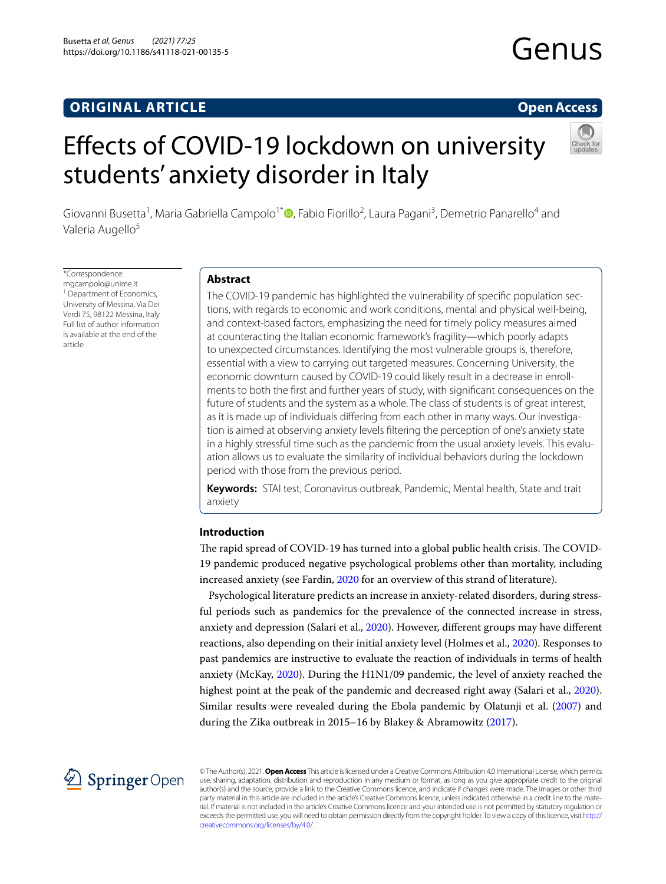ORIGINAL ARTICLE

Open Access

# Effects of COVID-19 lockdown on university students' anxiety disorder in Italy

Giovanni Busetta[1], Maria Gabriella Campolo[1*], Fabio Fiorillo[2], Laura Pagani[3], Demetrio Panarello[4] and Valeria Augello[5]

*Correspondence: mgcampolo@unime.it
[1] Department of Economics, University of Messina, Via Dei Verdi 75, 98122 Messina, Italy
Full list of author information is available at the end of the article

## Abstract

The COVID-19 pandemic has highlighted the vulnerability of specific population sections, with regards to economic and work conditions, mental and physical well-being, and context-based factors, emphasizing the need for timely policy measures aimed at counteracting the Italian economic framework's fragility—which poorly adapts to unexpected circumstances. Identifying the most vulnerable groups is, therefore, essential with a view to carrying out targeted measures. Concerning University, the economic downturn caused by COVID-19 could likely result in a decrease in enrollments to both the first and further years of study, with significant consequences on the future of students and the system as a whole. The class of students is of great interest, as it is made up of individuals differing from each other in many ways. Our investigation is aimed at observing anxiety levels filtering the perception of one's anxiety state in a highly stressful time such as the pandemic from the usual anxiety levels. This evaluation allows us to evaluate the similarity of individual behaviors during the lockdown period with those from the previous period.

**Keywords:** STAI test, Coronavirus outbreak, Pandemic, Mental health, State and trait anxiety

## Introduction

The rapid spread of COVID-19 has turned into a global public health crisis. The COVID-19 pandemic produced negative psychological problems other than mortality, including increased anxiety (see Fardin, 2020 for an overview of this strand of literature).

Psychological literature predicts an increase in anxiety-related disorders, during stressful periods such as pandemics for the prevalence of the connected increase in stress, anxiety and depression (Salari et al., 2020). However, different groups may have different reactions, also depending on their initial anxiety level (Holmes et al., 2020). Responses to past pandemics are instructive to evaluate the reaction of individuals in terms of health anxiety (McKay, 2020). During the H1N1/09 pandemic, the level of anxiety reached the highest point at the peak of the pandemic and decreased right away (Salari et al., 2020). Similar results were revealed during the Ebola pandemic by Olatunji et al. (2007) and during the Zika outbreak in 2015–16 by Blakey & Abramowitz (2017).

© The Author(s), 2021. **Open Access** This article is licensed under a Creative Commons Attribution 4.0 International License, which permits use, sharing, adaptation, distribution and reproduction in any medium or format, as long as you give appropriate credit to the original author(s) and the source, provide a link to the Creative Commons licence, and indicate if changes were made. The images or other third party material in this article are included in the article's Creative Commons licence, unless indicated otherwise in a credit line to the material. If material is not included in the article's Creative Commons licence and your intended use is not permitted by statutory regulation or exceeds the permitted use, you will need to obtain permission directly from the copyright holder. To view a copy of this licence, visit http://creativecommons.org/licenses/by/4.0/.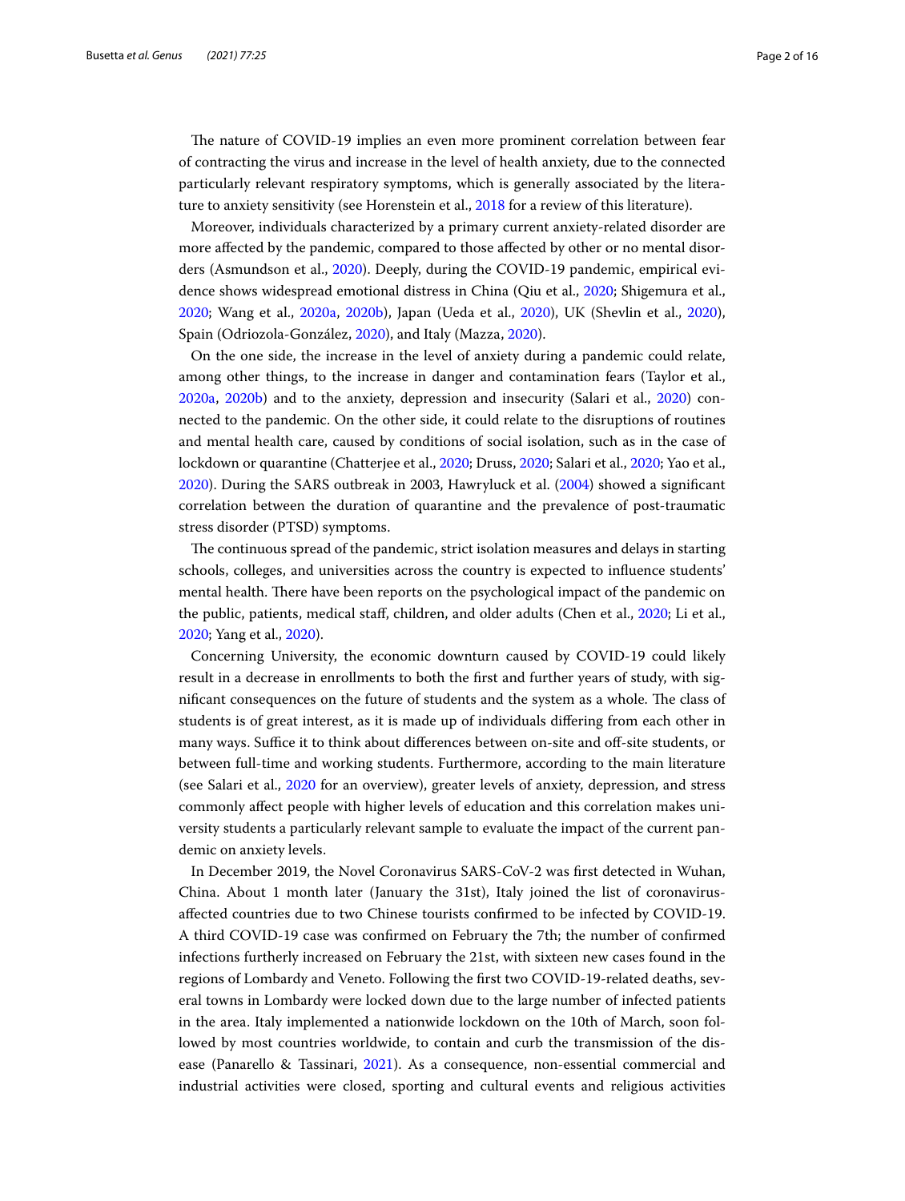The nature of COVID-19 implies an even more prominent correlation between fear of contracting the virus and increase in the level of health anxiety, due to the connected particularly relevant respiratory symptoms, which is generally associated by the literature to anxiety sensitivity (see Horenstein et al., 2018 for a review of this literature).

Moreover, individuals characterized by a primary current anxiety-related disorder are more affected by the pandemic, compared to those affected by other or no mental disorders (Asmundson et al., 2020). Deeply, during the COVID-19 pandemic, empirical evidence shows widespread emotional distress in China (Qiu et al., 2020; Shigemura et al., 2020; Wang et al., 2020a, 2020b), Japan (Ueda et al., 2020), UK (Shevlin et al., 2020), Spain (Odriozola-González, 2020), and Italy (Mazza, 2020).

On the one side, the increase in the level of anxiety during a pandemic could relate, among other things, to the increase in danger and contamination fears (Taylor et al., 2020a, 2020b) and to the anxiety, depression and insecurity (Salari et al., 2020) connected to the pandemic. On the other side, it could relate to the disruptions of routines and mental health care, caused by conditions of social isolation, such as in the case of lockdown or quarantine (Chatterjee et al., 2020; Druss, 2020; Salari et al., 2020; Yao et al., 2020). During the SARS outbreak in 2003, Hawryluck et al. (2004) showed a significant correlation between the duration of quarantine and the prevalence of post-traumatic stress disorder (PTSD) symptoms.

The continuous spread of the pandemic, strict isolation measures and delays in starting schools, colleges, and universities across the country is expected to influence students' mental health. There have been reports on the psychological impact of the pandemic on the public, patients, medical staff, children, and older adults (Chen et al., 2020; Li et al., 2020; Yang et al., 2020).

Concerning University, the economic downturn caused by COVID-19 could likely result in a decrease in enrollments to both the first and further years of study, with significant consequences on the future of students and the system as a whole. The class of students is of great interest, as it is made up of individuals differing from each other in many ways. Suffice it to think about differences between on-site and off-site students, or between full-time and working students. Furthermore, according to the main literature (see Salari et al., 2020 for an overview), greater levels of anxiety, depression, and stress commonly affect people with higher levels of education and this correlation makes university students a particularly relevant sample to evaluate the impact of the current pandemic on anxiety levels.

In December 2019, the Novel Coronavirus SARS-CoV-2 was first detected in Wuhan, China. About 1 month later (January the 31st), Italy joined the list of coronavirus-affected countries due to two Chinese tourists confirmed to be infected by COVID-19. A third COVID-19 case was confirmed on February the 7th; the number of confirmed infections furtherly increased on February the 21st, with sixteen new cases found in the regions of Lombardy and Veneto. Following the first two COVID-19-related deaths, several towns in Lombardy were locked down due to the large number of infected patients in the area. Italy implemented a nationwide lockdown on the 10th of March, soon followed by most countries worldwide, to contain and curb the transmission of the disease (Panarello & Tassinari, 2021). As a consequence, non-essential commercial and industrial activities were closed, sporting and cultural events and religious activities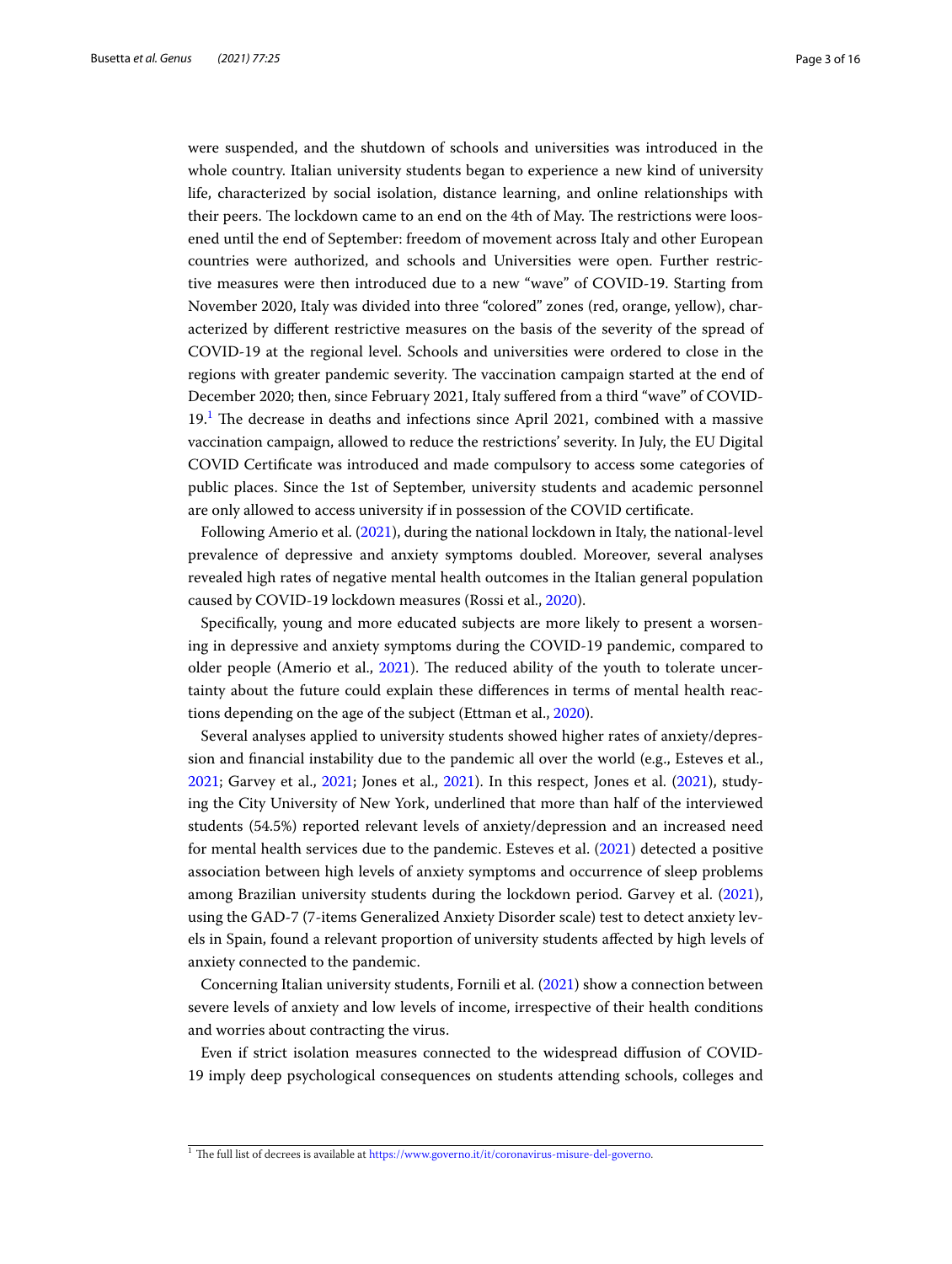were suspended, and the shutdown of schools and universities was introduced in the whole country. Italian university students began to experience a new kind of university life, characterized by social isolation, distance learning, and online relationships with their peers. The lockdown came to an end on the 4th of May. The restrictions were loosened until the end of September: freedom of movement across Italy and other European countries were authorized, and schools and Universities were open. Further restrictive measures were then introduced due to a new "wave" of COVID-19. Starting from November 2020, Italy was divided into three "colored" zones (red, orange, yellow), characterized by different restrictive measures on the basis of the severity of the spread of COVID-19 at the regional level. Schools and universities were ordered to close in the regions with greater pandemic severity. The vaccination campaign started at the end of December 2020; then, since February 2021, Italy suffered from a third "wave" of COVID-19.[1] The decrease in deaths and infections since April 2021, combined with a massive vaccination campaign, allowed to reduce the restrictions' severity. In July, the EU Digital COVID Certificate was introduced and made compulsory to access some categories of public places. Since the 1st of September, university students and academic personnel are only allowed to access university if in possession of the COVID certificate.

Following Amerio et al. (2021), during the national lockdown in Italy, the national-level prevalence of depressive and anxiety symptoms doubled. Moreover, several analyses revealed high rates of negative mental health outcomes in the Italian general population caused by COVID-19 lockdown measures (Rossi et al., 2020).

Specifically, young and more educated subjects are more likely to present a worsening in depressive and anxiety symptoms during the COVID-19 pandemic, compared to older people (Amerio et al., 2021). The reduced ability of the youth to tolerate uncertainty about the future could explain these differences in terms of mental health reactions depending on the age of the subject (Ettman et al., 2020).

Several analyses applied to university students showed higher rates of anxiety/depression and financial instability due to the pandemic all over the world (e.g., Esteves et al., 2021; Garvey et al., 2021; Jones et al., 2021). In this respect, Jones et al. (2021), studying the City University of New York, underlined that more than half of the interviewed students (54.5%) reported relevant levels of anxiety/depression and an increased need for mental health services due to the pandemic. Esteves et al. (2021) detected a positive association between high levels of anxiety symptoms and occurrence of sleep problems among Brazilian university students during the lockdown period. Garvey et al. (2021), using the GAD-7 (7-items Generalized Anxiety Disorder scale) test to detect anxiety levels in Spain, found a relevant proportion of university students affected by high levels of anxiety connected to the pandemic.

Concerning Italian university students, Fornili et al. (2021) show a connection between severe levels of anxiety and low levels of income, irrespective of their health conditions and worries about contracting the virus.

Even if strict isolation measures connected to the widespread diffusion of COVID-19 imply deep psychological consequences on students attending schools, colleges and

[1] The full list of decrees is available at https://www.governo.it/it/coronavirus-misure-del-governo.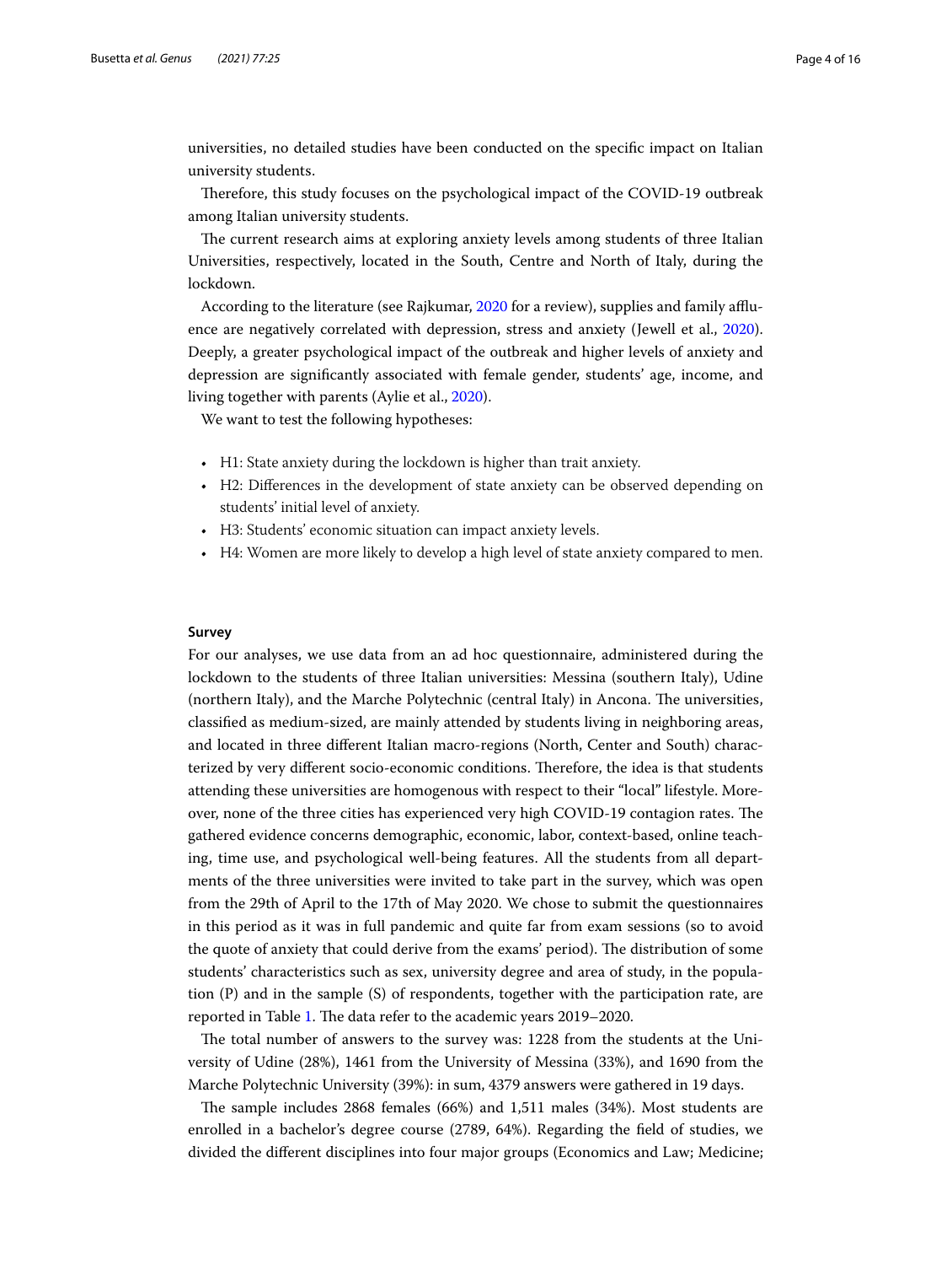universities, no detailed studies have been conducted on the specific impact on Italian university students.

Therefore, this study focuses on the psychological impact of the COVID-19 outbreak among Italian university students.

The current research aims at exploring anxiety levels among students of three Italian Universities, respectively, located in the South, Centre and North of Italy, during the lockdown.

According to the literature (see Rajkumar, 2020 for a review), supplies and family affluence are negatively correlated with depression, stress and anxiety (Jewell et al., 2020). Deeply, a greater psychological impact of the outbreak and higher levels of anxiety and depression are significantly associated with female gender, students' age, income, and living together with parents (Aylie et al., 2020).

We want to test the following hypotheses:

- H1: State anxiety during the lockdown is higher than trait anxiety.
- H2: Differences in the development of state anxiety can be observed depending on students' initial level of anxiety.
- H3: Students' economic situation can impact anxiety levels.
- H4: Women are more likely to develop a high level of state anxiety compared to men.

### Survey

For our analyses, we use data from an ad hoc questionnaire, administered during the lockdown to the students of three Italian universities: Messina (southern Italy), Udine (northern Italy), and the Marche Polytechnic (central Italy) in Ancona. The universities, classified as medium-sized, are mainly attended by students living in neighboring areas, and located in three different Italian macro-regions (North, Center and South) characterized by very different socio-economic conditions. Therefore, the idea is that students attending these universities are homogenous with respect to their "local" lifestyle. Moreover, none of the three cities has experienced very high COVID-19 contagion rates. The gathered evidence concerns demographic, economic, labor, context-based, online teaching, time use, and psychological well-being features. All the students from all departments of the three universities were invited to take part in the survey, which was open from the 29th of April to the 17th of May 2020. We chose to submit the questionnaires in this period as it was in full pandemic and quite far from exam sessions (so to avoid the quote of anxiety that could derive from the exams' period). The distribution of some students' characteristics such as sex, university degree and area of study, in the population (P) and in the sample (S) of respondents, together with the participation rate, are reported in Table 1. The data refer to the academic years 2019–2020.

The total number of answers to the survey was: 1228 from the students at the University of Udine (28%), 1461 from the University of Messina (33%), and 1690 from the Marche Polytechnic University (39%): in sum, 4379 answers were gathered in 19 days.

The sample includes 2868 females (66%) and 1,511 males (34%). Most students are enrolled in a bachelor's degree course (2789, 64%). Regarding the field of studies, we divided the different disciplines into four major groups (Economics and Law; Medicine;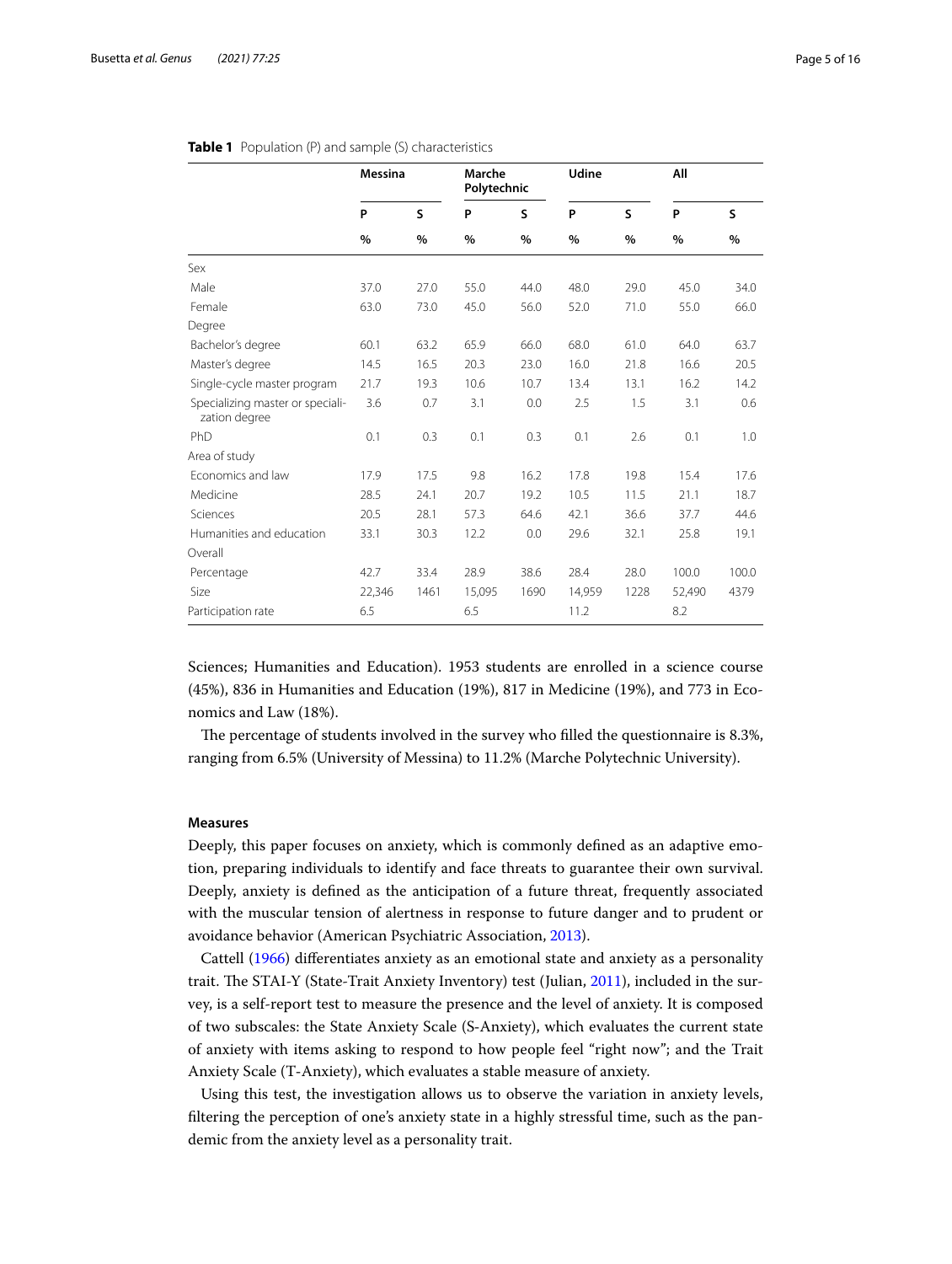**Table 1** Population (P) and sample (S) characteristics

| | Messina | | Marche Polytechnic | | Udine | | All | |
|---|---|---|---|---|---|---|---|---|
| | P | S | P | S | P | S | P | S |
| | % | % | % | % | % | % | % | % |
| Sex | | | | | | | | |
| Male | 37.0 | 27.0 | 55.0 | 44.0 | 48.0 | 29.0 | 45.0 | 34.0 |
| Female | 63.0 | 73.0 | 45.0 | 56.0 | 52.0 | 71.0 | 55.0 | 66.0 |
| Degree | | | | | | | | |
| Bachelor's degree | 60.1 | 63.2 | 65.9 | 66.0 | 68.0 | 61.0 | 64.0 | 63.7 |
| Master's degree | 14.5 | 16.5 | 20.3 | 23.0 | 16.0 | 21.8 | 16.6 | 20.5 |
| Single-cycle master program | 21.7 | 19.3 | 10.6 | 10.7 | 13.4 | 13.1 | 16.2 | 14.2 |
| Specializing master or specialization degree | 3.6 | 0.7 | 3.1 | 0.0 | 2.5 | 1.5 | 3.1 | 0.6 |
| PhD | 0.1 | 0.3 | 0.1 | 0.3 | 0.1 | 2.6 | 0.1 | 1.0 |
| Area of study | | | | | | | | |
| Economics and law | 17.9 | 17.5 | 9.8 | 16.2 | 17.8 | 19.8 | 15.4 | 17.6 |
| Medicine | 28.5 | 24.1 | 20.7 | 19.2 | 10.5 | 11.5 | 21.1 | 18.7 |
| Sciences | 20.5 | 28.1 | 57.3 | 64.6 | 42.1 | 36.6 | 37.7 | 44.6 |
| Humanities and education | 33.1 | 30.3 | 12.2 | 0.0 | 29.6 | 32.1 | 25.8 | 19.1 |
| Overall | | | | | | | | |
| Percentage | 42.7 | 33.4 | 28.9 | 38.6 | 28.4 | 28.0 | 100.0 | 100.0 |
| Size | 22,346 | 1461 | 15,095 | 1690 | 14,959 | 1228 | 52,490 | 4379 |
| Participation rate | 6.5 | | 6.5 | | 11.2 | | 8.2 | |

Sciences; Humanities and Education). 1953 students are enrolled in a science course (45%), 836 in Humanities and Education (19%), 817 in Medicine (19%), and 773 in Economics and Law (18%).

The percentage of students involved in the survey who filled the questionnaire is 8.3%, ranging from 6.5% (University of Messina) to 11.2% (Marche Polytechnic University).

### Measures

Deeply, this paper focuses on anxiety, which is commonly defined as an adaptive emotion, preparing individuals to identify and face threats to guarantee their own survival. Deeply, anxiety is defined as the anticipation of a future threat, frequently associated with the muscular tension of alertness in response to future danger and to prudent or avoidance behavior (American Psychiatric Association, 2013).

Cattell (1966) differentiates anxiety as an emotional state and anxiety as a personality trait. The STAI-Y (State-Trait Anxiety Inventory) test (Julian, 2011), included in the survey, is a self-report test to measure the presence and the level of anxiety. It is composed of two subscales: the State Anxiety Scale (S-Anxiety), which evaluates the current state of anxiety with items asking to respond to how people feel "right now"; and the Trait Anxiety Scale (T-Anxiety), which evaluates a stable measure of anxiety.

Using this test, the investigation allows us to observe the variation in anxiety levels, filtering the perception of one's anxiety state in a highly stressful time, such as the pandemic from the anxiety level as a personality trait.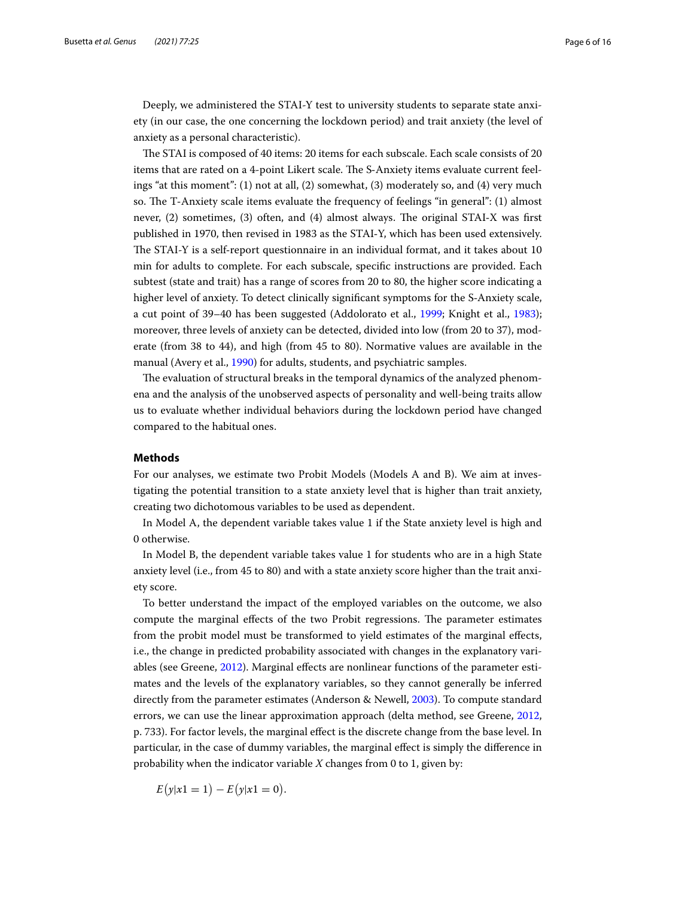Deeply, we administered the STAI-Y test to university students to separate state anxiety (in our case, the one concerning the lockdown period) and trait anxiety (the level of anxiety as a personal characteristic).

The STAI is composed of 40 items: 20 items for each subscale. Each scale consists of 20 items that are rated on a 4-point Likert scale. The S-Anxiety items evaluate current feelings "at this moment": (1) not at all, (2) somewhat, (3) moderately so, and (4) very much so. The T-Anxiety scale items evaluate the frequency of feelings "in general": (1) almost never, (2) sometimes, (3) often, and (4) almost always. The original STAI-X was first published in 1970, then revised in 1983 as the STAI-Y, which has been used extensively. The STAI-Y is a self-report questionnaire in an individual format, and it takes about 10 min for adults to complete. For each subscale, specific instructions are provided. Each subtest (state and trait) has a range of scores from 20 to 80, the higher score indicating a higher level of anxiety. To detect clinically significant symptoms for the S-Anxiety scale, a cut point of 39–40 has been suggested (Addolorato et al., 1999; Knight et al., 1983); moreover, three levels of anxiety can be detected, divided into low (from 20 to 37), moderate (from 38 to 44), and high (from 45 to 80). Normative values are available in the manual (Avery et al., 1990) for adults, students, and psychiatric samples.

The evaluation of structural breaks in the temporal dynamics of the analyzed phenomena and the analysis of the unobserved aspects of personality and well-being traits allow us to evaluate whether individual behaviors during the lockdown period have changed compared to the habitual ones.

## Methods

For our analyses, we estimate two Probit Models (Models A and B). We aim at investigating the potential transition to a state anxiety level that is higher than trait anxiety, creating two dichotomous variables to be used as dependent.

In Model A, the dependent variable takes value 1 if the State anxiety level is high and 0 otherwise.

In Model B, the dependent variable takes value 1 for students who are in a high State anxiety level (i.e., from 45 to 80) and with a state anxiety score higher than the trait anxiety score.

To better understand the impact of the employed variables on the outcome, we also compute the marginal effects of the two Probit regressions. The parameter estimates from the probit model must be transformed to yield estimates of the marginal effects, i.e., the change in predicted probability associated with changes in the explanatory variables (see Greene, 2012). Marginal effects are nonlinear functions of the parameter estimates and the levels of the explanatory variables, so they cannot generally be inferred directly from the parameter estimates (Anderson & Newell, 2003). To compute standard errors, we can use the linear approximation approach (delta method, see Greene, 2012, p. 733). For factor levels, the marginal effect is the discrete change from the base level. In particular, in the case of dummy variables, the marginal effect is simply the difference in probability when the indicator variable $X$ changes from 0 to 1, given by:

$$E(y|x1 = 1) - E(y|x1 = 0).$$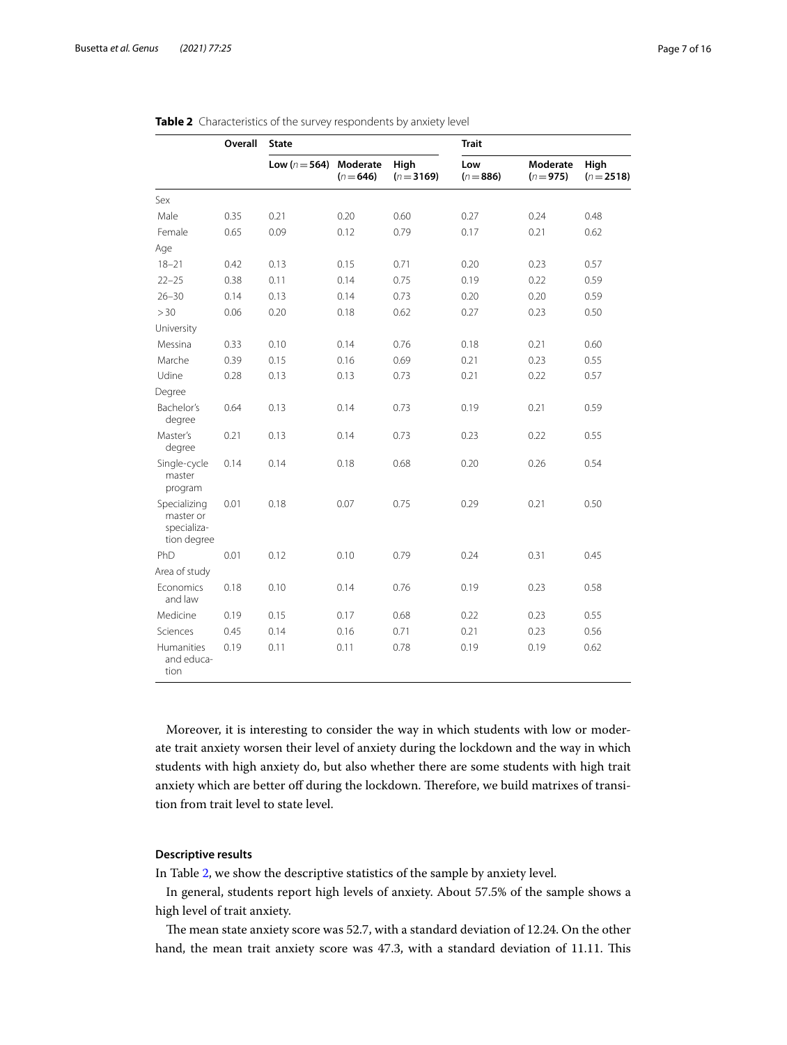**Table 2** Characteristics of the survey respondents by anxiety level

| | Overall | State | | | Trait | | |
|---|---|---|---|---|---|---|---|
| | | **Low ($n = 564$)** | **Moderate ($n = 646$)** | **High ($n = 3169$)** | **Low ($n = 886$)** | **Moderate ($n = 975$)** | **High ($n = 2518$)** |
| Sex | | | | | | | |
| Male | 0.35 | 0.21 | 0.20 | 0.60 | 0.27 | 0.24 | 0.48 |
| Female | 0.65 | 0.09 | 0.12 | 0.79 | 0.17 | 0.21 | 0.62 |
| Age | | | | | | | |
| 18–21 | 0.42 | 0.13 | 0.15 | 0.71 | 0.20 | 0.23 | 0.57 |
| 22–25 | 0.38 | 0.11 | 0.14 | 0.75 | 0.19 | 0.22 | 0.59 |
| 26–30 | 0.14 | 0.13 | 0.14 | 0.73 | 0.20 | 0.20 | 0.59 |
| > 30 | 0.06 | 0.20 | 0.18 | 0.62 | 0.27 | 0.23 | 0.50 |
| University | | | | | | | |
| Messina | 0.33 | 0.10 | 0.14 | 0.76 | 0.18 | 0.21 | 0.60 |
| Marche | 0.39 | 0.15 | 0.16 | 0.69 | 0.21 | 0.23 | 0.55 |
| Udine | 0.28 | 0.13 | 0.13 | 0.73 | 0.21 | 0.22 | 0.57 |
| Degree | | | | | | | |
| Bachelor's degree | 0.64 | 0.13 | 0.14 | 0.73 | 0.19 | 0.21 | 0.59 |
| Master's degree | 0.21 | 0.13 | 0.14 | 0.73 | 0.23 | 0.22 | 0.55 |
| Single-cycle master program | 0.14 | 0.14 | 0.18 | 0.68 | 0.20 | 0.26 | 0.54 |
| Specializing master or specialization degree | 0.01 | 0.18 | 0.07 | 0.75 | 0.29 | 0.21 | 0.50 |
| PhD | 0.01 | 0.12 | 0.10 | 0.79 | 0.24 | 0.31 | 0.45 |
| Area of study | | | | | | | |
| Economics and law | 0.18 | 0.10 | 0.14 | 0.76 | 0.19 | 0.23 | 0.58 |
| Medicine | 0.19 | 0.15 | 0.17 | 0.68 | 0.22 | 0.23 | 0.55 |
| Sciences | 0.45 | 0.14 | 0.16 | 0.71 | 0.21 | 0.23 | 0.56 |
| Humanities and education | 0.19 | 0.11 | 0.11 | 0.78 | 0.19 | 0.19 | 0.62 |

Moreover, it is interesting to consider the way in which students with low or moderate trait anxiety worsen their level of anxiety during the lockdown and the way in which students with high anxiety do, but also whether there are some students with high trait anxiety which are better off during the lockdown. Therefore, we build matrixes of transition from trait level to state level.

### Descriptive results

In Table 2, we show the descriptive statistics of the sample by anxiety level.

In general, students report high levels of anxiety. About 57.5% of the sample shows a high level of trait anxiety.

The mean state anxiety score was 52.7, with a standard deviation of 12.24. On the other hand, the mean trait anxiety score was 47.3, with a standard deviation of 11.11. This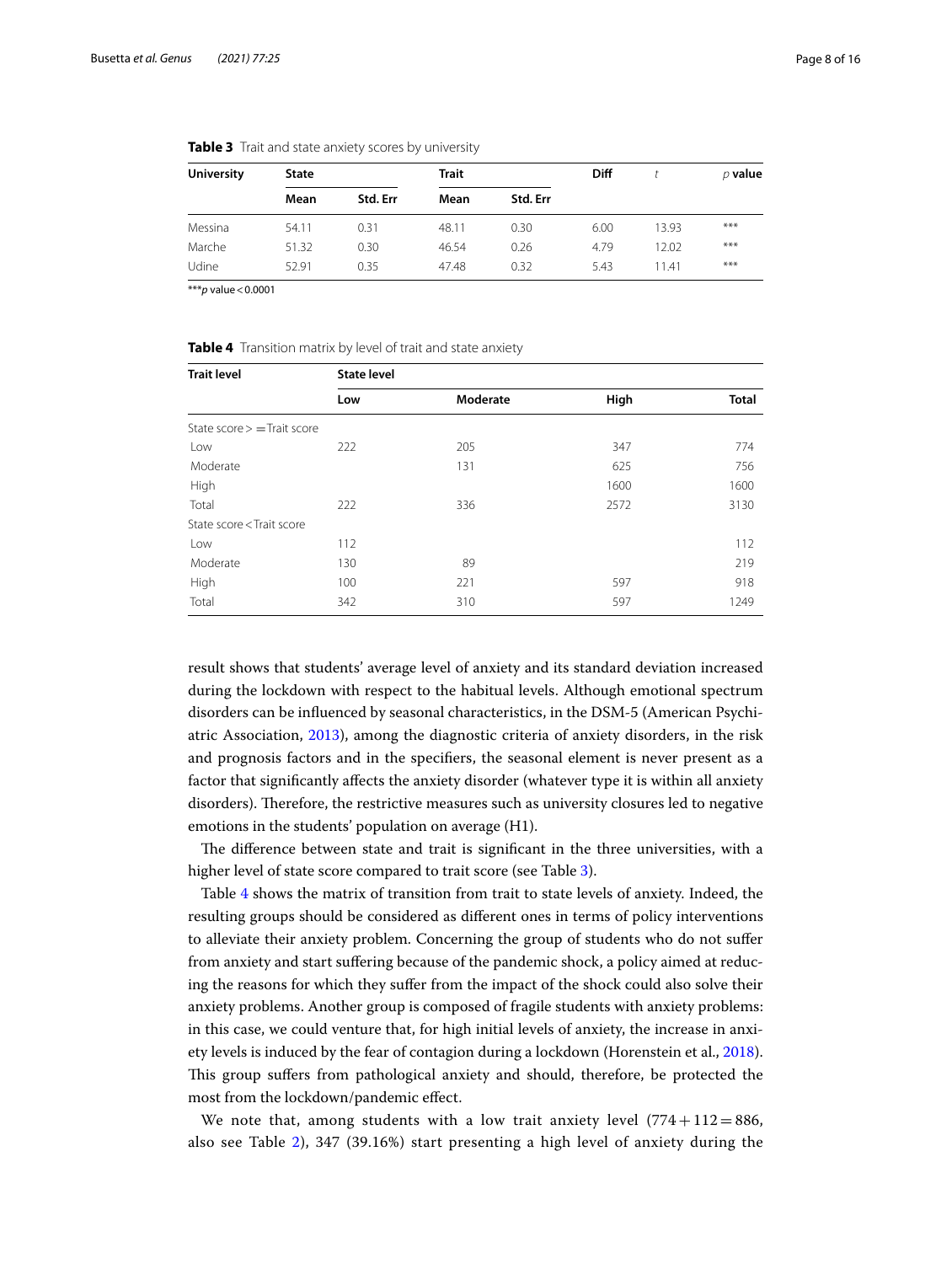**Table 3** Trait and state anxiety scores by university

| University | State | | Trait | | Diff | $t$ | $p$ value |
|---|---|---|---|---|---|---|---|
| | Mean | Std. Err | Mean | Std. Err | | | |
| Messina | 54.11 | 0.31 | 48.11 | 0.30 | 6.00 | 13.93 | *** |
| Marche | 51.32 | 0.30 | 46.54 | 0.26 | 4.79 | 12.02 | *** |
| Udine | 52.91 | 0.35 | 47.48 | 0.32 | 5.43 | 11.41 | *** |

***$p$ value < 0.0001

**Table 4** Transition matrix by level of trait and state anxiety

| Trait level | State level | | | |
|---|---|---|---|---|
| | Low | Moderate | High | Total |
| State score > = Trait score | | | | |
| Low | 222 | 205 | 347 | 774 |
| Moderate | | 131 | 625 | 756 |
| High | | | 1600 | 1600 |
| Total | 222 | 336 | 2572 | 3130 |
| State score < Trait score | | | | |
| Low | 112 | | | 112 |
| Moderate | 130 | 89 | | 219 |
| High | 100 | 221 | 597 | 918 |
| Total | 342 | 310 | 597 | 1249 |

result shows that students' average level of anxiety and its standard deviation increased during the lockdown with respect to the habitual levels. Although emotional spectrum disorders can be influenced by seasonal characteristics, in the DSM-5 (American Psychiatric Association, 2013), among the diagnostic criteria of anxiety disorders, in the risk and prognosis factors and in the specifiers, the seasonal element is never present as a factor that significantly affects the anxiety disorder (whatever type it is within all anxiety disorders). Therefore, the restrictive measures such as university closures led to negative emotions in the students' population on average (H1).

The difference between state and trait is significant in the three universities, with a higher level of state score compared to trait score (see Table 3).

Table 4 shows the matrix of transition from trait to state levels of anxiety. Indeed, the resulting groups should be considered as different ones in terms of policy interventions to alleviate their anxiety problem. Concerning the group of students who do not suffer from anxiety and start suffering because of the pandemic shock, a policy aimed at reducing the reasons for which they suffer from the impact of the shock could also solve their anxiety problems. Another group is composed of fragile students with anxiety problems: in this case, we could venture that, for high initial levels of anxiety, the increase in anxiety levels is induced by the fear of contagion during a lockdown (Horenstein et al., 2018). This group suffers from pathological anxiety and should, therefore, be protected the most from the lockdown/pandemic effect.

We note that, among students with a low trait anxiety level ($774 + 112 = 886$, also see Table 2), 347 (39.16%) start presenting a high level of anxiety during the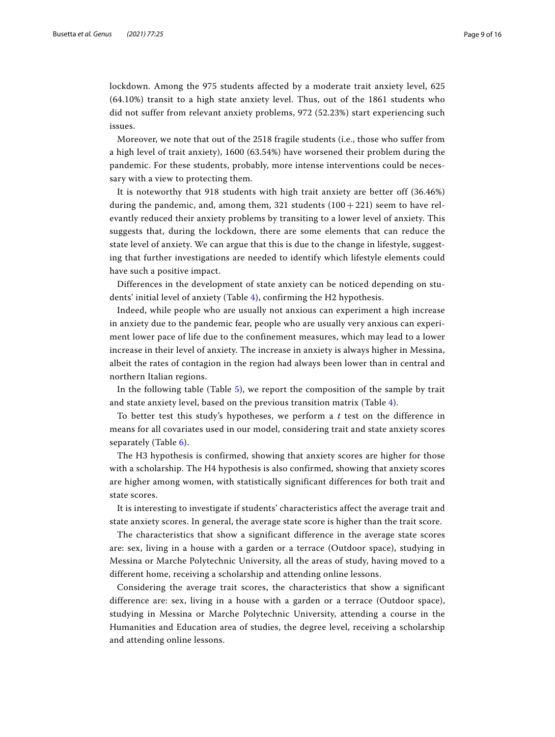lockdown. Among the 975 students affected by a moderate trait anxiety level, 625 (64.10%) transit to a high state anxiety level. Thus, out of the 1861 students who did not suffer from relevant anxiety problems, 972 (52.23%) start experiencing such issues.

Moreover, we note that out of the 2518 fragile students (i.e., those who suffer from a high level of trait anxiety), 1600 (63.54%) have worsened their problem during the pandemic. For these students, probably, more intense interventions could be necessary with a view to protecting them.

It is noteworthy that 918 students with high trait anxiety are better off (36.46%) during the pandemic, and, among them, 321 students $(100+221)$ seem to have relevantly reduced their anxiety problems by transiting to a lower level of anxiety. This suggests that, during the lockdown, there are some elements that can reduce the state level of anxiety. We can argue that this is due to the change in lifestyle, suggesting that further investigations are needed to identify which lifestyle elements could have such a positive impact.

Differences in the development of state anxiety can be noticed depending on students' initial level of anxiety (Table 4), confirming the H2 hypothesis.

Indeed, while people who are usually not anxious can experiment a high increase in anxiety due to the pandemic fear, people who are usually very anxious can experiment lower pace of life due to the confinement measures, which may lead to a lower increase in their level of anxiety. The increase in anxiety is always higher in Messina, albeit the rates of contagion in the region had always been lower than in central and northern Italian regions.

In the following table (Table 5), we report the composition of the sample by trait and state anxiety level, based on the previous transition matrix (Table 4).

To better test this study's hypotheses, we perform a *t* test on the difference in means for all covariates used in our model, considering trait and state anxiety scores separately (Table 6).

The H3 hypothesis is confirmed, showing that anxiety scores are higher for those with a scholarship. The H4 hypothesis is also confirmed, showing that anxiety scores are higher among women, with statistically significant differences for both trait and state scores.

It is interesting to investigate if students' characteristics affect the average trait and state anxiety scores. In general, the average state score is higher than the trait score.

The characteristics that show a significant difference in the average state scores are: sex, living in a house with a garden or a terrace (Outdoor space), studying in Messina or Marche Polytechnic University, all the areas of study, having moved to a different home, receiving a scholarship and attending online lessons.

Considering the average trait scores, the characteristics that show a significant difference are: sex, living in a house with a garden or a terrace (Outdoor space), studying in Messina or Marche Polytechnic University, attending a course in the Humanities and Education area of studies, the degree level, receiving a scholarship and attending online lessons.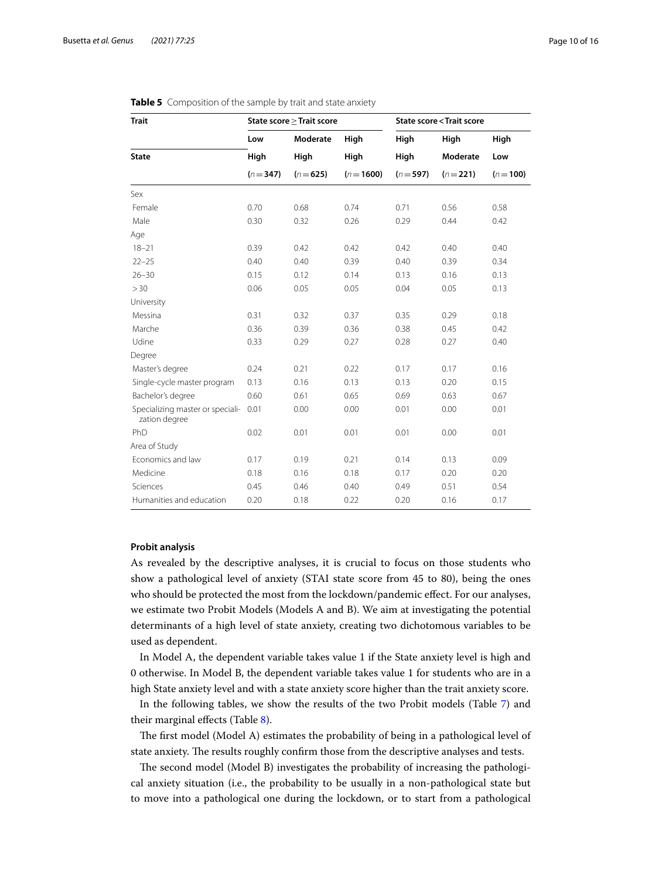**Table 5** Composition of the sample by trait and state anxiety

| Trait | State score ≥ Trait score | | | State score < Trait score | | |
|---|---|---|---|---|---|---|
| | Low | Moderate | High | High | High | High |
| State | High | High | High | High | Moderate | Low |
| | ($n=347$) | ($n=625$) | ($n=1600$) | ($n=597$) | ($n=221$) | ($n=100$) |
| Sex | | | | | | |
| Female | 0.70 | 0.68 | 0.74 | 0.71 | 0.56 | 0.58 |
| Male | 0.30 | 0.32 | 0.26 | 0.29 | 0.44 | 0.42 |
| Age | | | | | | |
| 18–21 | 0.39 | 0.42 | 0.42 | 0.42 | 0.40 | 0.40 |
| 22–25 | 0.40 | 0.40 | 0.39 | 0.40 | 0.39 | 0.34 |
| 26–30 | 0.15 | 0.12 | 0.14 | 0.13 | 0.16 | 0.13 |
| > 30 | 0.06 | 0.05 | 0.05 | 0.04 | 0.05 | 0.13 |
| University | | | | | | |
| Messina | 0.31 | 0.32 | 0.37 | 0.35 | 0.29 | 0.18 |
| Marche | 0.36 | 0.39 | 0.36 | 0.38 | 0.45 | 0.42 |
| Udine | 0.33 | 0.29 | 0.27 | 0.28 | 0.27 | 0.40 |
| Degree | | | | | | |
| Master's degree | 0.24 | 0.21 | 0.22 | 0.17 | 0.17 | 0.16 |
| Single-cycle master program | 0.13 | 0.16 | 0.13 | 0.13 | 0.20 | 0.15 |
| Bachelor's degree | 0.60 | 0.61 | 0.65 | 0.69 | 0.63 | 0.67 |
| Specializing master or specialization degree | 0.01 | 0.00 | 0.00 | 0.01 | 0.00 | 0.01 |
| PhD | 0.02 | 0.01 | 0.01 | 0.01 | 0.00 | 0.01 |
| Area of Study | | | | | | |
| Economics and law | 0.17 | 0.19 | 0.21 | 0.14 | 0.13 | 0.09 |
| Medicine | 0.18 | 0.16 | 0.18 | 0.17 | 0.20 | 0.20 |
| Sciences | 0.45 | 0.46 | 0.40 | 0.49 | 0.51 | 0.54 |
| Humanities and education | 0.20 | 0.18 | 0.22 | 0.20 | 0.16 | 0.17 |

**Probit analysis**

As revealed by the descriptive analyses, it is crucial to focus on those students who show a pathological level of anxiety (STAI state score from 45 to 80), being the ones who should be protected the most from the lockdown/pandemic effect. For our analyses, we estimate two Probit Models (Models A and B). We aim at investigating the potential determinants of a high level of state anxiety, creating two dichotomous variables to be used as dependent.

In Model A, the dependent variable takes value 1 if the State anxiety level is high and 0 otherwise. In Model B, the dependent variable takes value 1 for students who are in a high State anxiety level and with a state anxiety score higher than the trait anxiety score.

In the following tables, we show the results of the two Probit models (Table 7) and their marginal effects (Table 8).

The first model (Model A) estimates the probability of being in a pathological level of state anxiety. The results roughly confirm those from the descriptive analyses and tests.

The second model (Model B) investigates the probability of increasing the pathological anxiety situation (i.e., the probability to be usually in a non-pathological state but to move into a pathological one during the lockdown, or to start from a pathological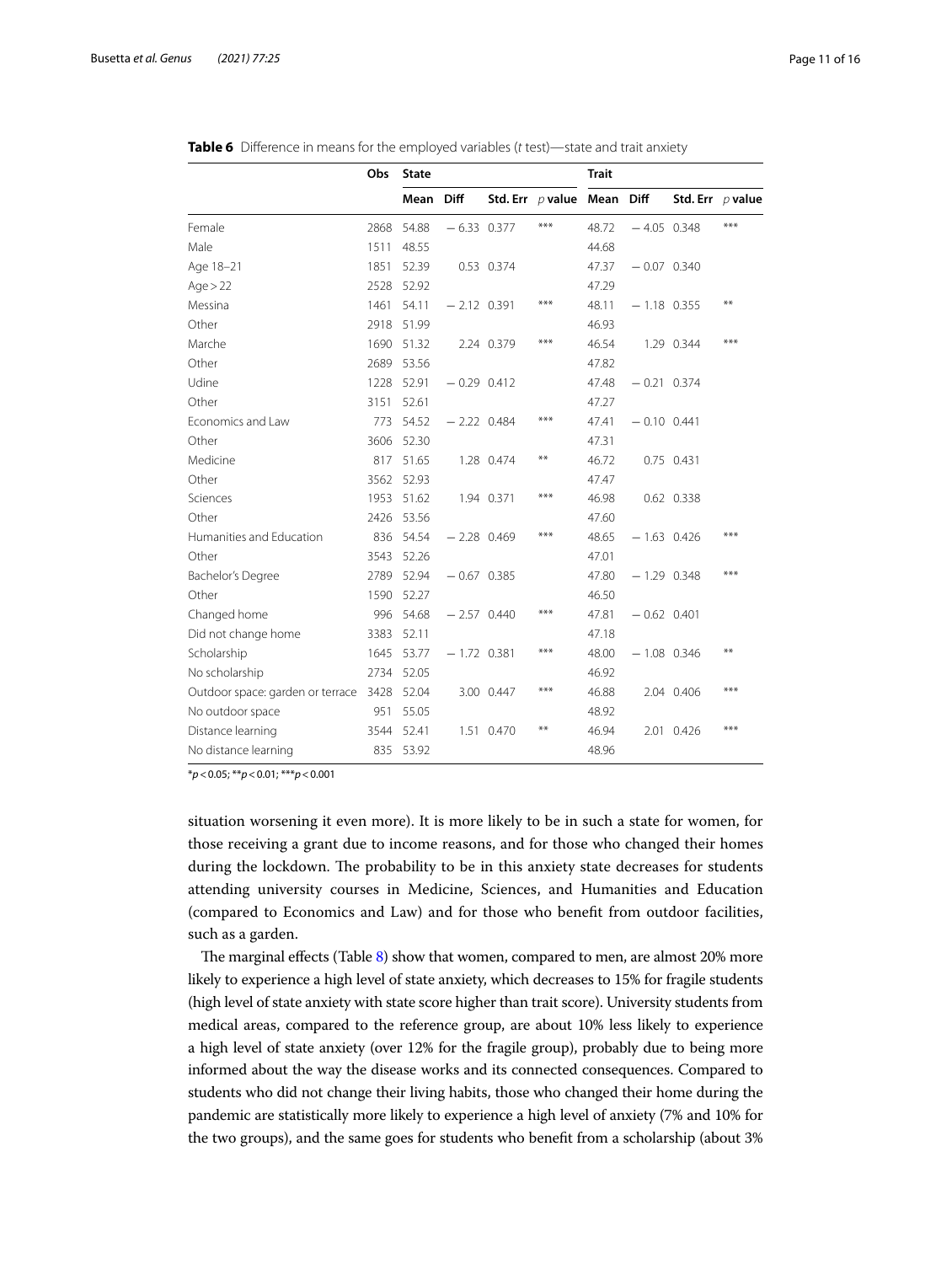**Table 6** Difference in means for the employed variables (*t* test)—state and trait anxiety

| | Obs | State | | | | Trait | | | |
|---|---|---|---|---|---|---|---|---|---|
| | | Mean | Diff | Std. Err | *p* value | Mean | Diff | Std. Err | *p* value |
| Female | 2868 | 54.88 | − 6.33 | 0.377 | *** | 48.72 | − 4.05 | 0.348 | *** |
| Male | 1511 | 48.55 | | | | 44.68 | | | |
| Age 18–21 | 1851 | 52.39 | 0.53 | 0.374 | | 47.37 | − 0.07 | 0.340 | |
| Age > 22 | 2528 | 52.92 | | | | 47.29 | | | |
| Messina | 1461 | 54.11 | − 2.12 | 0.391 | *** | 48.11 | − 1.18 | 0.355 | ** |
| Other | 2918 | 51.99 | | | | 46.93 | | | |
| Marche | 1690 | 51.32 | 2.24 | 0.379 | *** | 46.54 | 1.29 | 0.344 | *** |
| Other | 2689 | 53.56 | | | | 47.82 | | | |
| Udine | 1228 | 52.91 | − 0.29 | 0.412 | | 47.48 | − 0.21 | 0.374 | |
| Other | 3151 | 52.61 | | | | 47.27 | | | |
| Economics and Law | 773 | 54.52 | − 2.22 | 0.484 | *** | 47.41 | − 0.10 | 0.441 | |
| Other | 3606 | 52.30 | | | | 47.31 | | | |
| Medicine | 817 | 51.65 | 1.28 | 0.474 | ** | 46.72 | 0.75 | 0.431 | |
| Other | 3562 | 52.93 | | | | 47.47 | | | |
| Sciences | 1953 | 51.62 | 1.94 | 0.371 | *** | 46.98 | 0.62 | 0.338 | |
| Other | 2426 | 53.56 | | | | 47.60 | | | |
| Humanities and Education | 836 | 54.54 | − 2.28 | 0.469 | *** | 48.65 | − 1.63 | 0.426 | *** |
| Other | 3543 | 52.26 | | | | 47.01 | | | |
| Bachelor's Degree | 2789 | 52.94 | − 0.67 | 0.385 | | 47.80 | − 1.29 | 0.348 | *** |
| Other | 1590 | 52.27 | | | | 46.50 | | | |
| Changed home | 996 | 54.68 | − 2.57 | 0.440 | *** | 47.81 | − 0.62 | 0.401 | |
| Did not change home | 3383 | 52.11 | | | | 47.18 | | | |
| Scholarship | 1645 | 53.77 | − 1.72 | 0.381 | *** | 48.00 | − 1.08 | 0.346 | ** |
| No scholarship | 2734 | 52.05 | | | | 46.92 | | | |
| Outdoor space: garden or terrace | 3428 | 52.04 | 3.00 | 0.447 | *** | 46.88 | 2.04 | 0.406 | *** |
| No outdoor space | 951 | 55.05 | | | | 48.92 | | | |
| Distance learning | 3544 | 52.41 | 1.51 | 0.470 | ** | 46.94 | 2.01 | 0.426 | *** |
| No distance learning | 835 | 53.92 | | | | 48.96 | | | |

*$p < 0.05$; **$p < 0.01$; ***$p < 0.001$

situation worsening it even more). It is more likely to be in such a state for women, for those receiving a grant due to income reasons, and for those who changed their homes during the lockdown. The probability to be in this anxiety state decreases for students attending university courses in Medicine, Sciences, and Humanities and Education (compared to Economics and Law) and for those who benefit from outdoor facilities, such as a garden.

The marginal effects (Table 8) show that women, compared to men, are almost 20% more likely to experience a high level of state anxiety, which decreases to 15% for fragile students (high level of state anxiety with state score higher than trait score). University students from medical areas, compared to the reference group, are about 10% less likely to experience a high level of state anxiety (over 12% for the fragile group), probably due to being more informed about the way the disease works and its connected consequences. Compared to students who did not change their living habits, those who changed their home during the pandemic are statistically more likely to experience a high level of anxiety (7% and 10% for the two groups), and the same goes for students who benefit from a scholarship (about 3%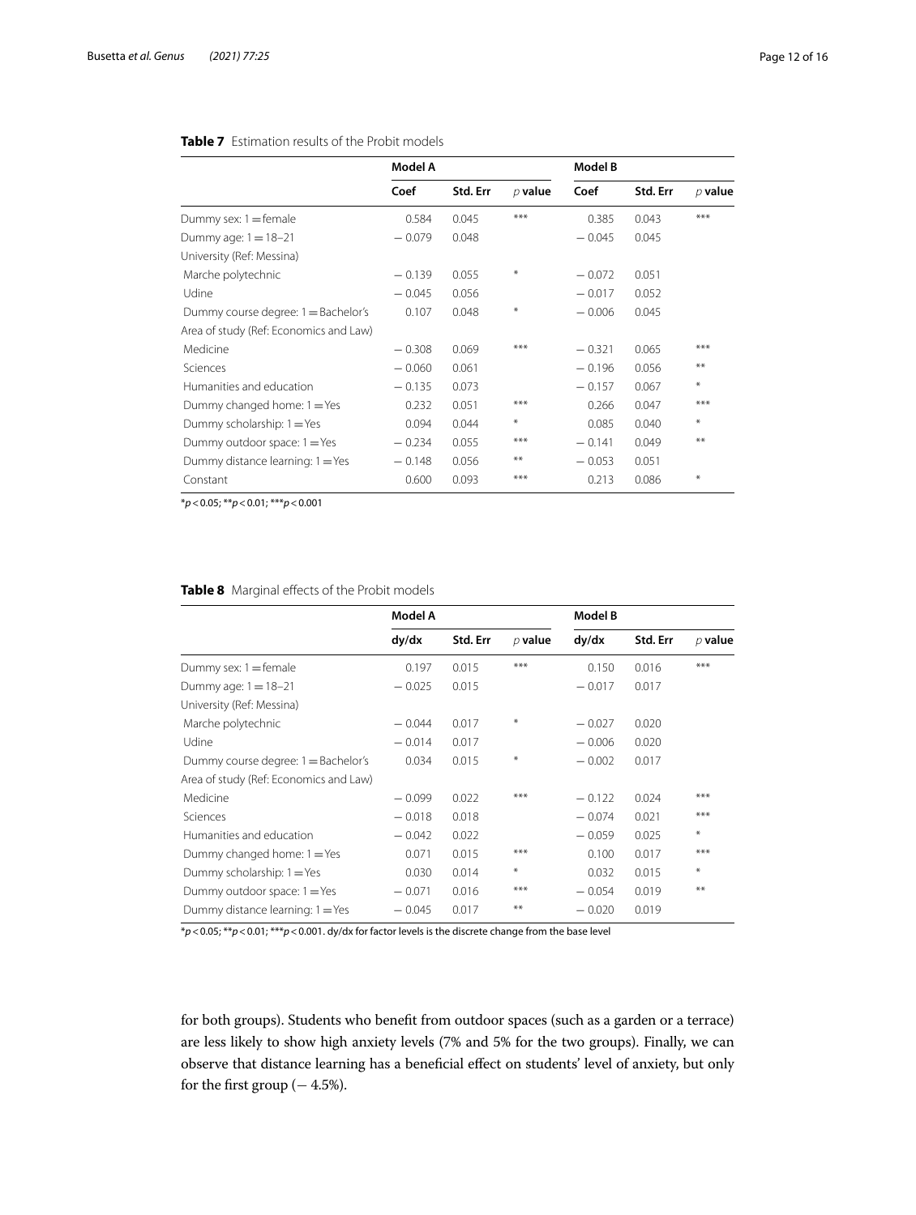**Table 7** Estimation results of the Probit models

| | Model A | | | Model B | | |
|---|---|---|---|---|---|---|
| | Coef | Std. Err | *p* value | Coef | Std. Err | *p* value |
| Dummy sex: 1 = female | 0.584 | 0.045 | *** | 0.385 | 0.043 | *** |
| Dummy age: 1 = 18–21 | − 0.079 | 0.048 | | − 0.045 | 0.045 | |
| University (Ref: Messina) | | | | | | |
| Marche polytechnic | − 0.139 | 0.055 | * | − 0.072 | 0.051 | |
| Udine | − 0.045 | 0.056 | | − 0.017 | 0.052 | |
| Dummy course degree: 1 = Bachelor's | 0.107 | 0.048 | * | − 0.006 | 0.045 | |
| Area of study (Ref: Economics and Law) | | | | | | |
| Medicine | − 0.308 | 0.069 | *** | − 0.321 | 0.065 | *** |
| Sciences | − 0.060 | 0.061 | | − 0.196 | 0.056 | ** |
| Humanities and education | − 0.135 | 0.073 | | − 0.157 | 0.067 | * |
| Dummy changed home: 1 = Yes | 0.232 | 0.051 | *** | 0.266 | 0.047 | *** |
| Dummy scholarship: 1 = Yes | 0.094 | 0.044 | * | 0.085 | 0.040 | * |
| Dummy outdoor space: 1 = Yes | − 0.234 | 0.055 | *** | − 0.141 | 0.049 | ** |
| Dummy distance learning: 1 = Yes | − 0.148 | 0.056 | ** | − 0.053 | 0.051 | |
| Constant | 0.600 | 0.093 | *** | 0.213 | 0.086 | * |

*$p < 0.05$; **$p < 0.01$; ***$p < 0.001$

**Table 8** Marginal effects of the Probit models

| | Model A | | | Model B | | |
|---|---|---|---|---|---|---|
| | dy/dx | Std. Err | *p* value | dy/dx | Std. Err | *p* value |
| Dummy sex: 1 = female | 0.197 | 0.015 | *** | 0.150 | 0.016 | *** |
| Dummy age: 1 = 18–21 | − 0.025 | 0.015 | | − 0.017 | 0.017 | |
| University (Ref: Messina) | | | | | | |
| Marche polytechnic | − 0.044 | 0.017 | * | − 0.027 | 0.020 | |
| Udine | − 0.014 | 0.017 | | − 0.006 | 0.020 | |
| Dummy course degree: 1 = Bachelor's | 0.034 | 0.015 | * | − 0.002 | 0.017 | |
| Area of study (Ref: Economics and Law) | | | | | | |
| Medicine | − 0.099 | 0.022 | *** | − 0.122 | 0.024 | *** |
| Sciences | − 0.018 | 0.018 | | − 0.074 | 0.021 | *** |
| Humanities and education | − 0.042 | 0.022 | | − 0.059 | 0.025 | * |
| Dummy changed home: 1 = Yes | 0.071 | 0.015 | *** | 0.100 | 0.017 | *** |
| Dummy scholarship: 1 = Yes | 0.030 | 0.014 | * | 0.032 | 0.015 | * |
| Dummy outdoor space: 1 = Yes | − 0.071 | 0.016 | *** | − 0.054 | 0.019 | ** |
| Dummy distance learning: 1 = Yes | − 0.045 | 0.017 | ** | − 0.020 | 0.019 | |

*$p < 0.05$; **$p < 0.01$; ***$p < 0.001$. dy/dx for factor levels is the discrete change from the base level

for both groups). Students who benefit from outdoor spaces (such as a garden or a terrace) are less likely to show high anxiety levels (7% and 5% for the two groups). Finally, we can observe that distance learning has a beneficial effect on students' level of anxiety, but only for the first group (− 4.5%).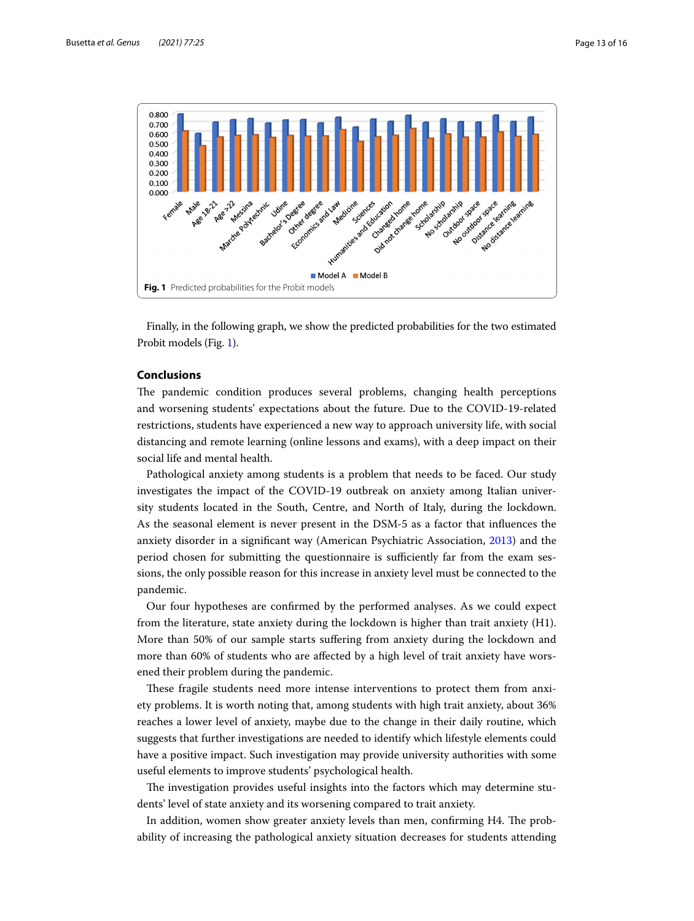Fig. 1 Predicted probabilities for the Probit models

Finally, in the following graph, we show the predicted probabilities for the two estimated Probit models (Fig. 1).

## Conclusions

The pandemic condition produces several problems, changing health perceptions and worsening students' expectations about the future. Due to the COVID-19-related restrictions, students have experienced a new way to approach university life, with social distancing and remote learning (online lessons and exams), with a deep impact on their social life and mental health.

Pathological anxiety among students is a problem that needs to be faced. Our study investigates the impact of the COVID-19 outbreak on anxiety among Italian university students located in the South, Centre, and North of Italy, during the lockdown. As the seasonal element is never present in the DSM-5 as a factor that influences the anxiety disorder in a significant way (American Psychiatric Association, 2013) and the period chosen for submitting the questionnaire is sufficiently far from the exam sessions, the only possible reason for this increase in anxiety level must be connected to the pandemic.

Our four hypotheses are confirmed by the performed analyses. As we could expect from the literature, state anxiety during the lockdown is higher than trait anxiety (H1). More than 50% of our sample starts suffering from anxiety during the lockdown and more than 60% of students who are affected by a high level of trait anxiety have worsened their problem during the pandemic.

These fragile students need more intense interventions to protect them from anxiety problems. It is worth noting that, among students with high trait anxiety, about 36% reaches a lower level of anxiety, maybe due to the change in their daily routine, which suggests that further investigations are needed to identify which lifestyle elements could have a positive impact. Such investigation may provide university authorities with some useful elements to improve students' psychological health.

The investigation provides useful insights into the factors which may determine students' level of state anxiety and its worsening compared to trait anxiety.

In addition, women show greater anxiety levels than men, confirming H4. The probability of increasing the pathological anxiety situation decreases for students attending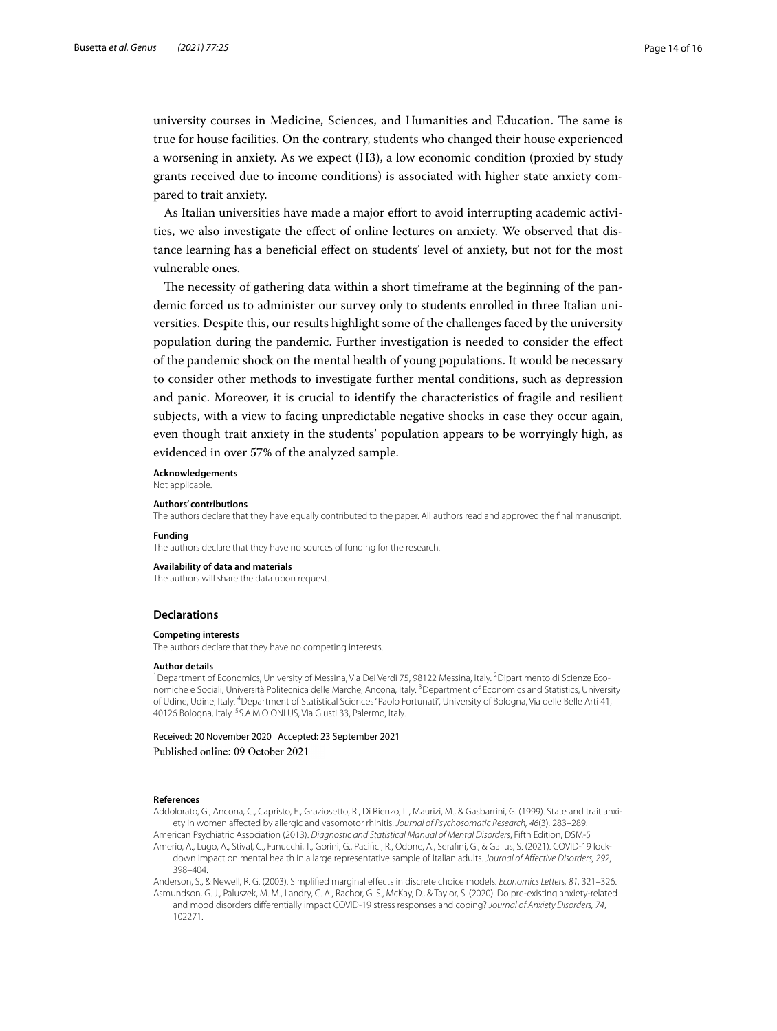university courses in Medicine, Sciences, and Humanities and Education. The same is true for house facilities. On the contrary, students who changed their house experienced a worsening in anxiety. As we expect (H3), a low economic condition (proxied by study grants received due to income conditions) is associated with higher state anxiety compared to trait anxiety.

As Italian universities have made a major effort to avoid interrupting academic activities, we also investigate the effect of online lectures on anxiety. We observed that distance learning has a beneficial effect on students' level of anxiety, but not for the most vulnerable ones.

The necessity of gathering data within a short timeframe at the beginning of the pandemic forced us to administer our survey only to students enrolled in three Italian universities. Despite this, our results highlight some of the challenges faced by the university population during the pandemic. Further investigation is needed to consider the effect of the pandemic shock on the mental health of young populations. It would be necessary to consider other methods to investigate further mental conditions, such as depression and panic. Moreover, it is crucial to identify the characteristics of fragile and resilient subjects, with a view to facing unpredictable negative shocks in case they occur again, even though trait anxiety in the students' population appears to be worryingly high, as evidenced in over 57% of the analyzed sample.

**Acknowledgements**
Not applicable.

**Authors' contributions**
The authors declare that they have equally contributed to the paper. All authors read and approved the final manuscript.

**Funding**
The authors declare that they have no sources of funding for the research.

**Availability of data and materials**
The authors will share the data upon request.

## Declarations

**Competing interests**
The authors declare that they have no competing interests.

**Author details**
[1]Department of Economics, University of Messina, Via Dei Verdi 75, 98122 Messina, Italy. [2]Dipartimento di Scienze Economiche e Sociali, Università Politecnica delle Marche, Ancona, Italy. [3]Department of Economics and Statistics, University of Udine, Udine, Italy. [4]Department of Statistical Sciences "Paolo Fortunati", University of Bologna, Via delle Belle Arti 41, 40126 Bologna, Italy. [5]S.A.M.O ONLUS, Via Giusti 33, Palermo, Italy.

Received: 20 November 2020 Accepted: 23 September 2021
Published online: 09 October 2021

**References**

Addolorato, G., Ancona, C., Capristo, E., Graziosetto, R., Di Rienzo, L., Maurizi, M., & Gasbarrini, G. (1999). State and trait anxiety in women affected by allergic and vasomotor rhinitis. *Journal of Psychosomatic Research, 46*(3), 283–289.

American Psychiatric Association (2013). *Diagnostic and Statistical Manual of Mental Disorders*, Fifth Edition, DSM-5

Amerio, A., Lugo, A., Stival, C., Fanucchi, T., Gorini, G., Pacifici, R., Odone, A., Serafini, G., & Gallus, S. (2021). COVID-19 lockdown impact on mental health in a large representative sample of Italian adults. *Journal of Affective Disorders, 292*, 398–404.

Anderson, S., & Newell, R. G. (2003). Simplified marginal effects in discrete choice models. *Economics Letters, 81*, 321–326.

Asmundson, G. J., Paluszek, M. M., Landry, C. A., Rachor, G. S., McKay, D., & Taylor, S. (2020). Do pre-existing anxiety-related and mood disorders differentially impact COVID-19 stress responses and coping? *Journal of Anxiety Disorders, 74*, 102271.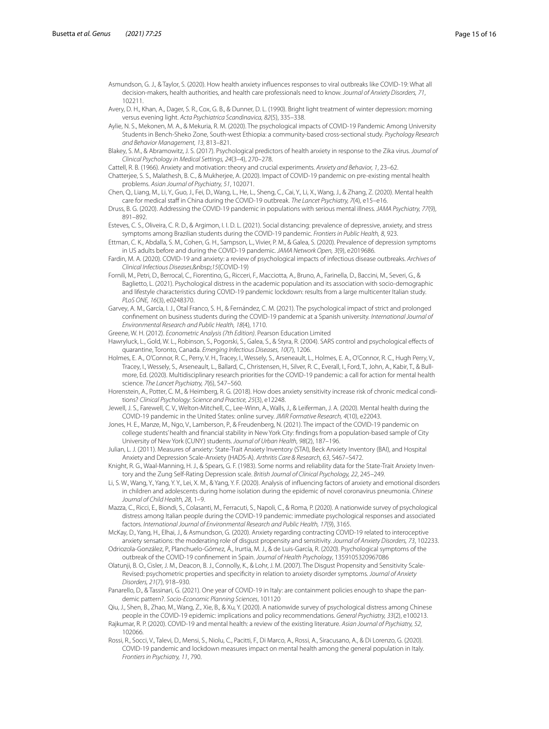Asmundson, G. J., & Taylor, S. (2020). How health anxiety influences responses to viral outbreaks like COVID-19: What all decision-makers, health authorities, and health care professionals need to know. *Journal of Anxiety Disorders, 71*, 102211.

Avery, D. H., Khan, A., Dager, S. R., Cox, G. B., & Dunner, D. L. (1990). Bright light treatment of winter depression: morning versus evening light. *Acta Psychiatrica Scandinavica, 82*(5), 335–338.

Aylie, N. S., Mekonen, M. A., & Mekuria, R. M. (2020). The psychological impacts of COVID-19 Pandemic Among University Students in Bench-Sheko Zone, South-west Ethiopia: a community-based cross-sectional study. *Psychology Research and Behavior Management, 13*, 813–821.

Blakey, S. M., & Abramowitz, J. S. (2017). Psychological predictors of health anxiety in response to the Zika virus. *Journal of Clinical Psychology in Medical Settings, 24*(3–4), 270–278.

Cattell, R. B. (1966). Anxiety and motivation: theory and crucial experiments. *Anxiety and Behavior, 1*, 23–62.

Chatterjee, S. S., Malathesh, B. C., & Mukherjee, A. (2020). Impact of COVID-19 pandemic on pre-existing mental health problems. *Asian Journal of Psychiatry, 51*, 102071.

Chen, Q., Liang, M., Li, Y., Guo, J., Fei, D., Wang, L., He, L., Sheng, C., Cai, Y., Li, X., Wang, J., & Zhang, Z. (2020). Mental health care for medical staff in China during the COVID-19 outbreak. *The Lancet Psychiatry, 7*(4), e15–e16.

Druss, B. G. (2020). Addressing the COVID-19 pandemic in populations with serious mental illness. *JAMA Psychiatry, 77*(9), 891–892.

Esteves, C. S., Oliveira, C. R. D., & Argimon, I. I. D. L. (2021). Social distancing: prevalence of depressive, anxiety, and stress symptoms among Brazilian students during the COVID-19 pandemic. *Frontiers in Public Health, 8*, 923.

Ettman, C. K., Abdalla, S. M., Cohen, G. H., Sampson, L., Vivier, P. M., & Galea, S. (2020). Prevalence of depression symptoms in US adults before and during the COVID-19 pandemic. *JAMA Network Open, 3*(9), e2019686.

Fardin, M. A. (2020). COVID-19 and anxiety: a review of psychological impacts of infectious disease outbreaks. *Archives of Clinical Infectious Diseases,&nbsp;15*(COVID-19)

Fornili, M., Petri, D., Berrocal, C., Fiorentino, G., Ricceri, F., Macciotta, A., Bruno, A., Farinella, D., Baccini, M., Severi, G., & Baglietto, L. (2021). Psychological distress in the academic population and its association with socio-demographic and lifestyle characteristics during COVID-19 pandemic lockdown: results from a large multicenter Italian study. *PLoS ONE, 16*(3), e0248370.

Garvey, A. M., García, I. J., Otal Franco, S. H., & Fernández, C. M. (2021). The psychological impact of strict and prolonged confinement on business students during the COVID-19 pandemic at a Spanish university. *International Journal of Environmental Research and Public Health, 18*(4), 1710.

Greene, W. H. (2012). *Econometric Analysis (7th Edition)*. Pearson Education Limited

Hawryluck, L., Gold, W. L., Robinson, S., Pogorski, S., Galea, S., & Styra, R. (2004). SARS control and psychological effects of quarantine, Toronto, Canada. *Emerging Infectious Diseases, 10*(7), 1206.

Holmes, E. A., O'Connor, R. C., Perry, V. H., Tracey, I., Wessely, S., Arseneault, L., Holmes, E. A., O'Connor, R. C., Hugh Perry, V., Tracey, I., Wessely, S., Arseneault, L., Ballard, C., Christensen, H., Silver, R. C., Everall, I., Ford, T., John, A., Kabir, T., & Bullmore, Ed. (2020). Multidisciplinary research priorities for the COVID-19 pandemic: a call for action for mental health science. *The Lancet Psychiatry, 7*(6), 547–560.

Horenstein, A., Potter, C. M., & Heimberg, R. G. (2018). How does anxiety sensitivity increase risk of chronic medical conditions? *Clinical Psychology: Science and Practice, 25*(3), e12248.

Jewell, J. S., Farewell, C. V., Welton-Mitchell, C., Lee-Winn, A., Walls, J., & Leiferman, J. A. (2020). Mental health during the COVID-19 pandemic in the United States: online survey. *JMIR Formative Research, 4*(10), e22043.

Jones, H. E., Manze, M., Ngo, V., Lamberson, P., & Freudenberg, N. (2021). The impact of the COVID-19 pandemic on college students' health and financial stability in New York City: findings from a population-based sample of City University of New York (CUNY) students. *Journal of Urban Health, 98*(2), 187–196.

Julian, L. J. (2011). Measures of anxiety: State-Trait Anxiety Inventory (STAI), Beck Anxiety Inventory (BAI), and Hospital Anxiety and Depression Scale-Anxiety (HADS-A). *Arthritis Care & Research, 63*, S467–S472.

Knight, R. G., Waal-Manning, H. J., & Spears, G. F. (1983). Some norms and reliability data for the State-Trait Anxiety Inventory and the Zung Self-Rating Depression scale. *British Journal of Clinical Psychology, 22*, 245–249.

Li, S. W., Wang, Y., Yang, Y. Y., Lei, X. M., & Yang, Y. F. (2020). Analysis of influencing factors of anxiety and emotional disorders in children and adolescents during home isolation during the epidemic of novel coronavirus pneumonia. *Chinese Journal of Child Health, 28*, 1–9.

Mazza, C., Ricci, E., Biondi, S., Colasanti, M., Ferracuti, S., Napoli, C., & Roma, P. (2020). A nationwide survey of psychological distress among Italian people during the COVID-19 pandemic: immediate psychological responses and associated factors. *International Journal of Environmental Research and Public Health, 17*(9), 3165.

McKay, D., Yang, H., Elhai, J., & Asmundson, G. (2020). Anxiety regarding contracting COVID-19 related to interoceptive anxiety sensations: the moderating role of disgust propensity and sensitivity. *Journal of Anxiety Disorders, 73*, 102233.

Odriozola-González, P., Planchuelo-Gómez, Á., Irurtia, M. J., & de Luis-García, R. (2020). Psychological symptoms of the outbreak of the COVID-19 confinement in Spain. *Journal of Health Psychology*, 1359105320967086

Olatunji, B. O., Cisler, J. M., Deacon, B. J., Connolly, K., & Lohr, J. M. (2007). The Disgust Propensity and Sensitivity Scale-Revised: psychometric properties and specificity in relation to anxiety disorder symptoms. *Journal of Anxiety Disorders, 21*(7), 918–930.

Panarello, D., & Tassinari, G. (2021). One year of COVID-19 in Italy: are containment policies enough to shape the pandemic pattern?. *Socio-Economic Planning Sciences*, 101120

Qiu, J., Shen, B., Zhao, M., Wang, Z., Xie, B., & Xu, Y. (2020). A nationwide survey of psychological distress among Chinese people in the COVID-19 epidemic: implications and policy recommendations. *General Psychiatry, 33*(2), e100213.

Rajkumar, R. P. (2020). COVID-19 and mental health: a review of the existing literature. *Asian Journal of Psychiatry, 52*, 102066.

Rossi, R., Socci, V., Talevi, D., Mensi, S., Niolu, C., Pacitti, F., Di Marco, A., Rossi, A., Siracusano, A., & Di Lorenzo, G. (2020). COVID-19 pandemic and lockdown measures impact on mental health among the general population in Italy. *Frontiers in Psychiatry, 11*, 790.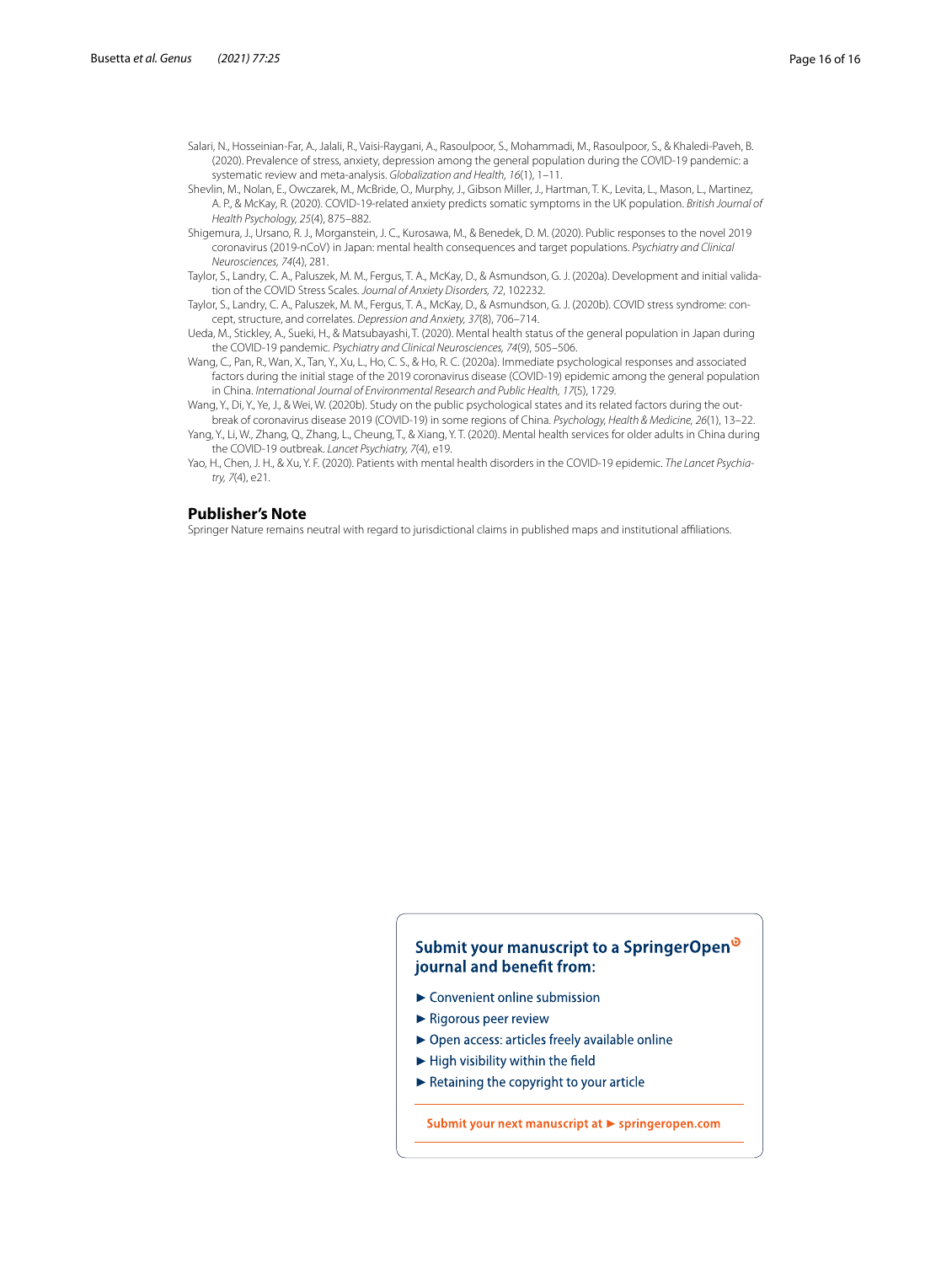Salari, N., Hosseinian-Far, A., Jalali, R., Vaisi-Raygani, A., Rasoulpoor, S., Mohammadi, M., Rasoulpoor, S., & Khaledi-Paveh, B. (2020). Prevalence of stress, anxiety, depression among the general population during the COVID-19 pandemic: a systematic review and meta-analysis. *Globalization and Health*, *16*(1), 1–11.

Shevlin, M., Nolan, E., Owczarek, M., McBride, O., Murphy, J., Gibson Miller, J., Hartman, T. K., Levita, L., Mason, L., Martinez, A. P., & McKay, R. (2020). COVID-19-related anxiety predicts somatic symptoms in the UK population. *British Journal of Health Psychology, 25*(4), 875–882.

Shigemura, J., Ursano, R. J., Morganstein, J. C., Kurosawa, M., & Benedek, D. M. (2020). Public responses to the novel 2019 coronavirus (2019-nCoV) in Japan: mental health consequences and target populations. *Psychiatry and Clinical Neurosciences, 74*(4), 281.

Taylor, S., Landry, C. A., Paluszek, M. M., Fergus, T. A., McKay, D., & Asmundson, G. J. (2020a). Development and initial validation of the COVID Stress Scales. *Journal of Anxiety Disorders, 72*, 102232.

Taylor, S., Landry, C. A., Paluszek, M. M., Fergus, T. A., McKay, D., & Asmundson, G. J. (2020b). COVID stress syndrome: concept, structure, and correlates. *Depression and Anxiety, 37*(8), 706–714.

Ueda, M., Stickley, A., Sueki, H., & Matsubayashi, T. (2020). Mental health status of the general population in Japan during the COVID-19 pandemic. *Psychiatry and Clinical Neurosciences, 74*(9), 505–506.

Wang, C., Pan, R., Wan, X., Tan, Y., Xu, L., Ho, C. S., & Ho, R. C. (2020a). Immediate psychological responses and associated factors during the initial stage of the 2019 coronavirus disease (COVID-19) epidemic among the general population in China. *International Journal of Environmental Research and Public Health*, *17*(5), 1729.

Wang, Y., Di, Y., Ye, J., & Wei, W. (2020b). Study on the public psychological states and its related factors during the outbreak of coronavirus disease 2019 (COVID-19) in some regions of China. *Psychology, Health & Medicine, 26*(1), 13–22.

Yang, Y., Li, W., Zhang, Q., Zhang, L., Cheung, T., & Xiang, Y. T. (2020). Mental health services for older adults in China during the COVID-19 outbreak. *Lancet Psychiatry, 7*(4), e19.

Yao, H., Chen, J. H., & Xu, Y. F. (2020). Patients with mental health disorders in the COVID-19 epidemic. *The Lancet Psychiatry, 7*(4), e21.

## Publisher's Note

Springer Nature remains neutral with regard to jurisdictional claims in published maps and institutional affiliations.

**Submit your manuscript to a SpringerOpen journal and benefit from:**

- ► Convenient online submission
- ► Rigorous peer review
- ► Open access: articles freely available online
- ► High visibility within the field
- ► Retaining the copyright to your article

**Submit your next manuscript at ► springeropen.com**